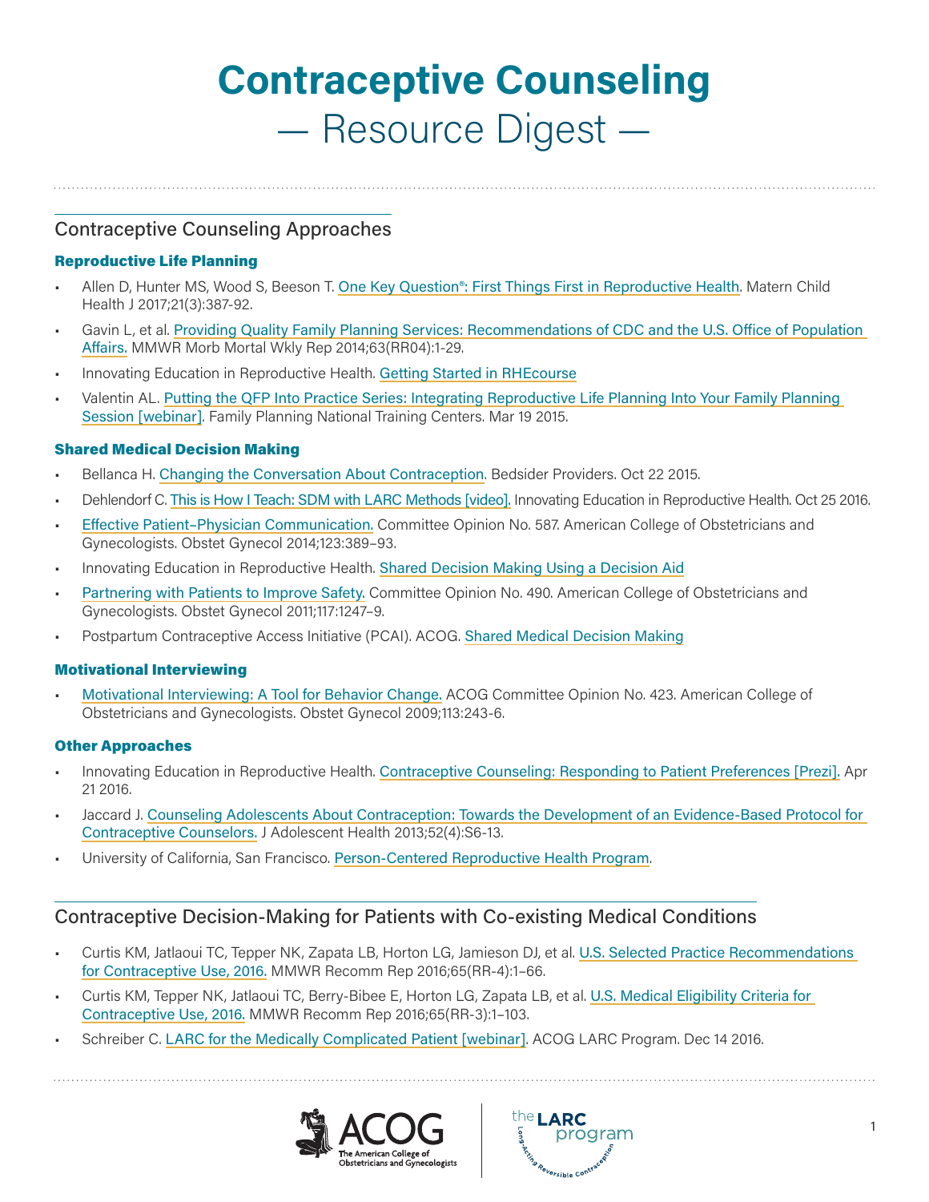# Contraceptive Counseling

## — Resource Digest —

## Contraceptive Counseling Approaches

### Reproductive Life Planning

- Allen D, Hunter MS, Wood S, Beeson T. One Key Question®: First Things First in Reproductive Health. Matern Child Health J 2017;21(3):387-92.
- Gavin L, et al. Providing Quality Family Planning Services: Recommendations of CDC and the U.S. Office of Population Affairs. MMWR Morb Mortal Wkly Rep 2014;63(RR04):1-29.
- Innovating Education in Reproductive Health. Getting Started in RHEcourse
- Valentin AL. Putting the QFP Into Practice Series: Integrating Reproductive Life Planning Into Your Family Planning Session [webinar]. Family Planning National Training Centers. Mar 19 2015.

### Shared Medical Decision Making

- Bellanca H. Changing the Conversation About Contraception. Bedsider Providers. Oct 22 2015.
- Dehlendorf C. This is How I Teach: SDM with LARC Methods [video]. Innovating Education in Reproductive Health. Oct 25 2016.
- Effective Patient–Physician Communication. Committee Opinion No. 587. American College of Obstetricians and Gynecologists. Obstet Gynecol 2014;123:389–93.
- Innovating Education in Reproductive Health. Shared Decision Making Using a Decision Aid
- Partnering with Patients to Improve Safety. Committee Opinion No. 490. American College of Obstetricians and Gynecologists. Obstet Gynecol 2011;117:1247–9.
- Postpartum Contraceptive Access Initiative (PCAI). ACOG. Shared Medical Decision Making

### Motivational Interviewing

- Motivational Interviewing: A Tool for Behavior Change. ACOG Committee Opinion No. 423. American College of Obstetricians and Gynecologists. Obstet Gynecol 2009;113:243-6.

### Other Approaches

- Innovating Education in Reproductive Health. Contraceptive Counseling: Responding to Patient Preferences [Prezi]. Apr 21 2016.
- Jaccard J. Counseling Adolescents About Contraception: Towards the Development of an Evidence-Based Protocol for Contraceptive Counselors. J Adolescent Health 2013;52(4):S6-13.
- University of California, San Francisco. Person-Centered Reproductive Health Program.

## Contraceptive Decision-Making for Patients with Co-existing Medical Conditions

- Curtis KM, Jatlaoui TC, Tepper NK, Zapata LB, Horton LG, Jamieson DJ, et al. U.S. Selected Practice Recommendations for Contraceptive Use, 2016. MMWR Recomm Rep 2016;65(RR-4):1–66.
- Curtis KM, Tepper NK, Jatlaoui TC, Berry-Bibee E, Horton LG, Zapata LB, et al. U.S. Medical Eligibility Criteria for Contraceptive Use, 2016. MMWR Recomm Rep 2016;65(RR-3):1–103.
- Schreiber C. LARC for the Medically Complicated Patient [webinar]. ACOG LARC Program. Dec 14 2016.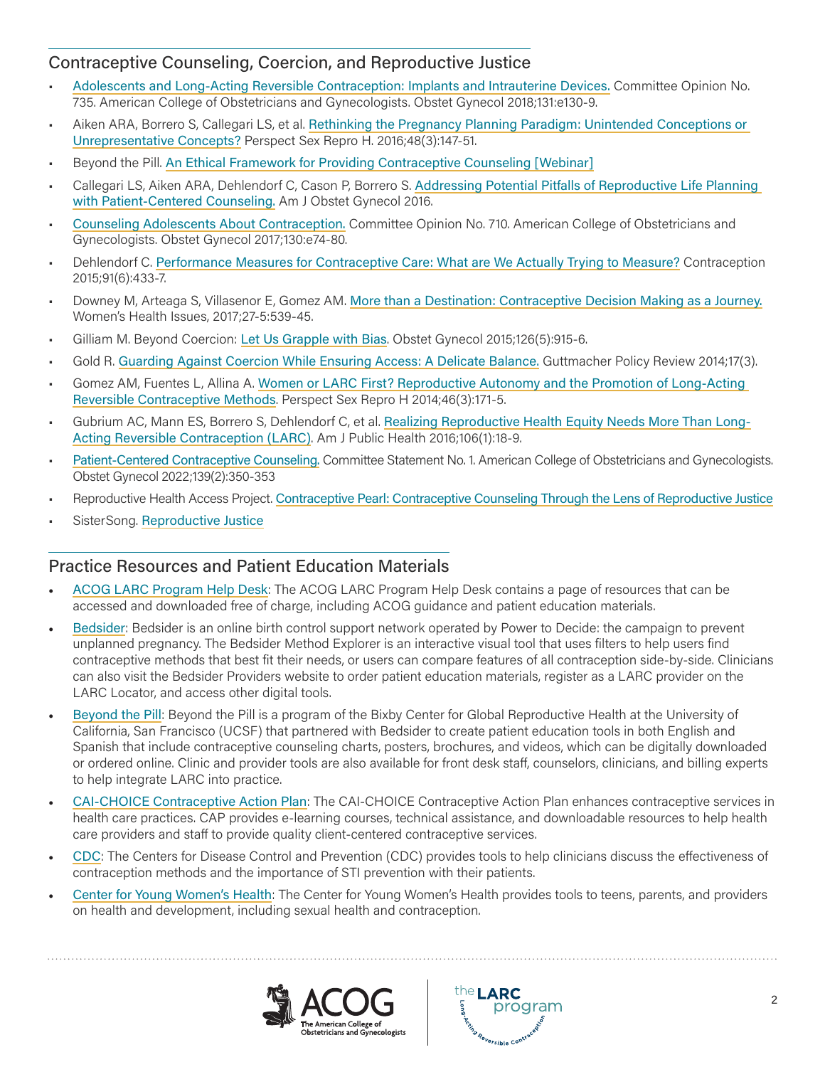## Contraceptive Counseling, Coercion, and Reproductive Justice

- Adolescents and Long-Acting Reversible Contraception: Implants and Intrauterine Devices. Committee Opinion No. 735. American College of Obstetricians and Gynecologists. Obstet Gynecol 2018;131:e130-9.
- Aiken ARA, Borrero S, Callegari LS, et al. Rethinking the Pregnancy Planning Paradigm: Unintended Conceptions or Unrepresentative Concepts? Perspect Sex Repro H. 2016;48(3):147-51.
- Beyond the Pill. An Ethical Framework for Providing Contraceptive Counseling [Webinar]
- Callegari LS, Aiken ARA, Dehlendorf C, Cason P, Borrero S. Addressing Potential Pitfalls of Reproductive Life Planning with Patient-Centered Counseling. Am J Obstet Gynecol 2016.
- Counseling Adolescents About Contraception. Committee Opinion No. 710. American College of Obstetricians and Gynecologists. Obstet Gynecol 2017;130:e74-80.
- Dehlendorf C. Performance Measures for Contraceptive Care: What are We Actually Trying to Measure? Contraception 2015;91(6):433-7.
- Downey M, Arteaga S, Villasenor E, Gomez AM. More than a Destination: Contraceptive Decision Making as a Journey. Women's Health Issues, 2017;27-5:539-45.
- Gilliam M. Beyond Coercion: Let Us Grapple with Bias. Obstet Gynecol 2015;126(5):915-6.
- Gold R. Guarding Against Coercion While Ensuring Access: A Delicate Balance. Guttmacher Policy Review 2014;17(3).
- Gomez AM, Fuentes L, Allina A. Women or LARC First? Reproductive Autonomy and the Promotion of Long-Acting Reversible Contraceptive Methods. Perspect Sex Repro H 2014;46(3):171-5.
- Gubrium AC, Mann ES, Borrero S, Dehlendorf C, et al. Realizing Reproductive Health Equity Needs More Than Long-Acting Reversible Contraception (LARC). Am J Public Health 2016;106(1):18-9.
- Patient-Centered Contraceptive Counseling. Committee Statement No. 1. American College of Obstetricians and Gynecologists. Obstet Gynecol 2022;139(2):350-353
- Reproductive Health Access Project. Contraceptive Pearl: Contraceptive Counseling Through the Lens of Reproductive Justice
- SisterSong. Reproductive Justice

## Practice Resources and Patient Education Materials

- ACOG LARC Program Help Desk: The ACOG LARC Program Help Desk contains a page of resources that can be accessed and downloaded free of charge, including ACOG guidance and patient education materials.
- Bedsider: Bedsider is an online birth control support network operated by Power to Decide: the campaign to prevent unplanned pregnancy. The Bedsider Method Explorer is an interactive visual tool that uses filters to help users find contraceptive methods that best fit their needs, or users can compare features of all contraception side-by-side. Clinicians can also visit the Bedsider Providers website to order patient education materials, register as a LARC provider on the LARC Locator, and access other digital tools.
- Beyond the Pill: Beyond the Pill is a program of the Bixby Center for Global Reproductive Health at the University of California, San Francisco (UCSF) that partnered with Bedsider to create patient education tools in both English and Spanish that include contraceptive counseling charts, posters, brochures, and videos, which can be digitally downloaded or ordered online. Clinic and provider tools are also available for front desk staff, counselors, clinicians, and billing experts to help integrate LARC into practice.
- CAI-CHOICE Contraceptive Action Plan: The CAI-CHOICE Contraceptive Action Plan enhances contraceptive services in health care practices. CAP provides e-learning courses, technical assistance, and downloadable resources to help health care providers and staff to provide quality client-centered contraceptive services.
- CDC: The Centers for Disease Control and Prevention (CDC) provides tools to help clinicians discuss the effectiveness of contraception methods and the importance of STI prevention with their patients.
- Center for Young Women's Health: The Center for Young Women's Health provides tools to teens, parents, and providers on health and development, including sexual health and contraception.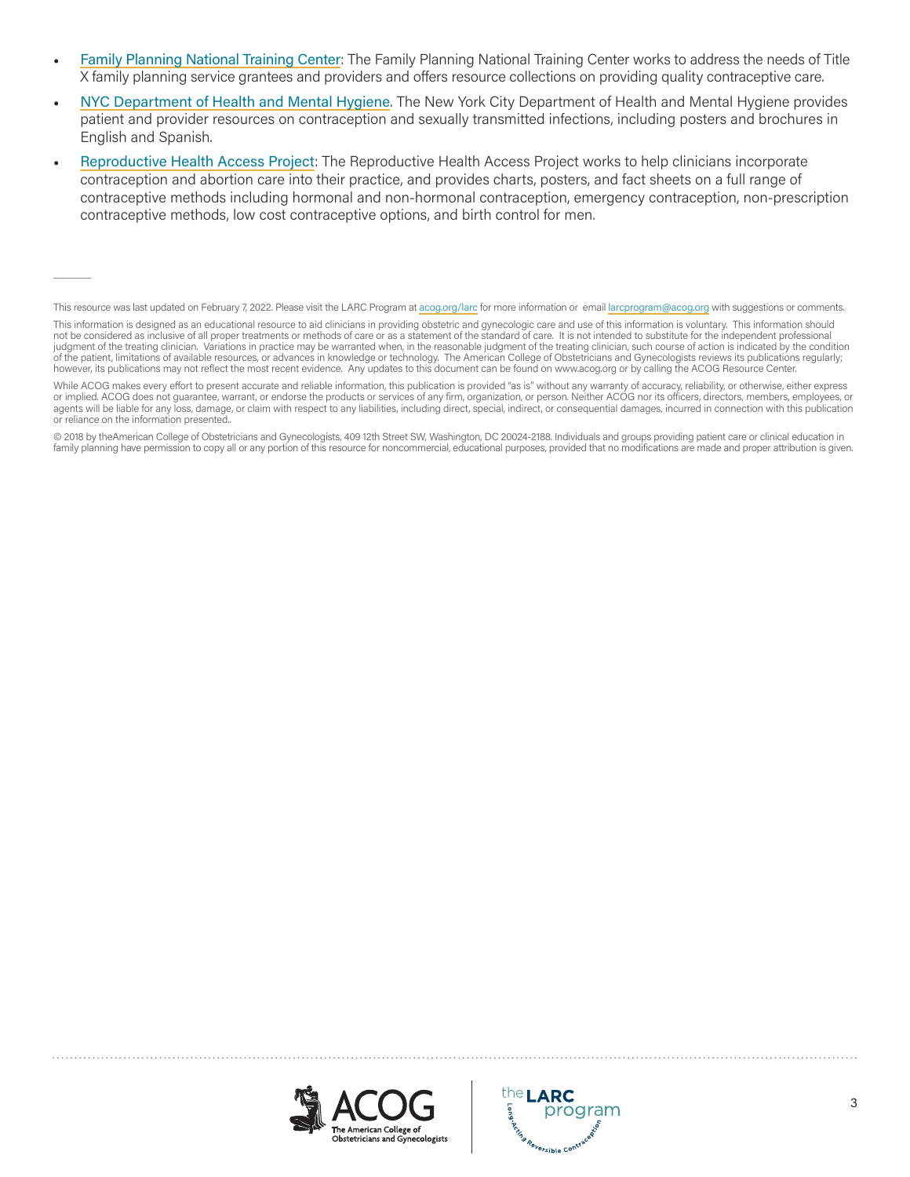- Family Planning National Training Center: The Family Planning National Training Center works to address the needs of Title X family planning service grantees and providers and offers resource collections on providing quality contraceptive care.
- NYC Department of Health and Mental Hygiene. The New York City Department of Health and Mental Hygiene provides patient and provider resources on contraception and sexually transmitted infections, including posters and brochures in English and Spanish.
- Reproductive Health Access Project: The Reproductive Health Access Project works to help clinicians incorporate contraception and abortion care into their practice, and provides charts, posters, and fact sheets on a full range of contraceptive methods including hormonal and non-hormonal contraception, emergency contraception, non-prescription contraceptive methods, low cost contraceptive options, and birth control for men.

---

This resource was last updated on February 7, 2022. Please visit the LARC Program at acog.org/larc for more information or email larcprogram@acog.org with suggestions or comments.

This information is designed as an educational resource to aid clinicians in providing obstetric and gynecologic care and use of this information is voluntary. This information should not be considered as inclusive of all proper treatments or methods of care or as a statement of the standard of care. It is not intended to substitute for the independent professional judgment of the treating clinician. Variations in practice may be warranted when, in the reasonable judgment of the treating clinician, such course of action is indicated by the condition of the patient, limitations of available resources, or advances in knowledge or technology. The American College of Obstetricians and Gynecologists reviews its publications regularly; however, its publications may not reflect the most recent evidence. Any updates to this document can be found on www.acog.org or by calling the ACOG Resource Center.

While ACOG makes every effort to present accurate and reliable information, this publication is provided "as is" without any warranty of accuracy, reliability, or otherwise, either express or implied. ACOG does not guarantee, warrant, or endorse the products or services of any firm, organization, or person. Neither ACOG nor its officers, directors, members, employees, or agents will be liable for any loss, damage, or claim with respect to any liabilities, including direct, special, indirect, or consequential damages, incurred in connection with this publication or reliance on the information presented..

© 2018 by theAmerican College of Obstetricians and Gynecologists, 409 12th Street SW, Washington, DC 20024-2188. Individuals and groups providing patient care or clinical education in family planning have permission to copy all or any portion of this resource for noncommercial, educational purposes, provided that no modifications are made and proper attribution is given.